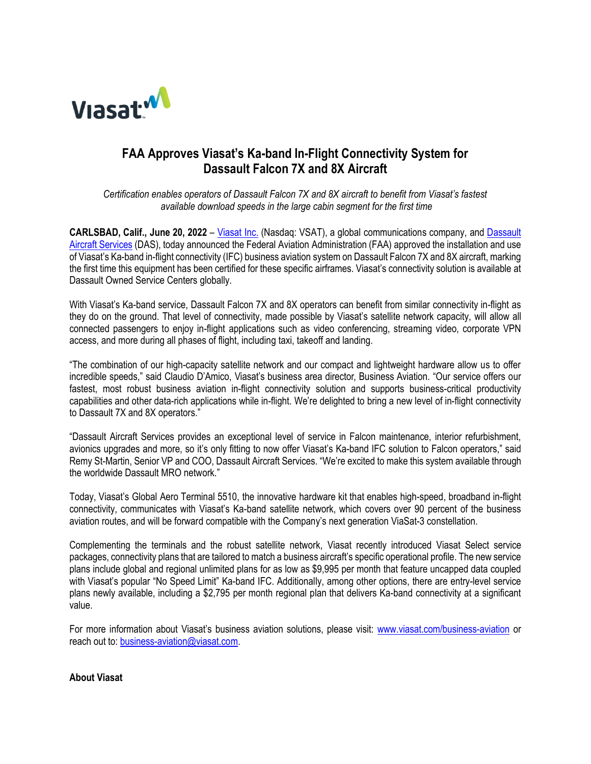# FAA Approves Viasat's Ka-band In-Flight Connectivity System for Dassault Falcon 7X and 8X Aircraft

*Certification enables operators of Dassault Falcon 7X and 8X aircraft to benefit from Viasat's fastest available download speeds in the large cabin segment for the first time*

**CARLSBAD, Calif., June 20, 2022** – Viasat Inc. (Nasdaq: VSAT), a global communications company, and Dassault Aircraft Services (DAS), today announced the Federal Aviation Administration (FAA) approved the installation and use of Viasat's Ka-band in-flight connectivity (IFC) business aviation system on Dassault Falcon 7X and 8X aircraft, marking the first time this equipment has been certified for these specific airframes. Viasat's connectivity solution is available at Dassault Owned Service Centers globally.

With Viasat's Ka-band service, Dassault Falcon 7X and 8X operators can benefit from similar connectivity in-flight as they do on the ground. That level of connectivity, made possible by Viasat's satellite network capacity, will allow all connected passengers to enjoy in-flight applications such as video conferencing, streaming video, corporate VPN access, and more during all phases of flight, including taxi, takeoff and landing.

"The combination of our high-capacity satellite network and our compact and lightweight hardware allow us to offer incredible speeds," said Claudio D'Amico, Viasat's business area director, Business Aviation. "Our service offers our fastest, most robust business aviation in-flight connectivity solution and supports business-critical productivity capabilities and other data-rich applications while in-flight. We're delighted to bring a new level of in-flight connectivity to Dassault 7X and 8X operators."

"Dassault Aircraft Services provides an exceptional level of service in Falcon maintenance, interior refurbishment, avionics upgrades and more, so it's only fitting to now offer Viasat's Ka-band IFC solution to Falcon operators," said Remy St-Martin, Senior VP and COO, Dassault Aircraft Services. "We're excited to make this system available through the worldwide Dassault MRO network."

Today, Viasat's Global Aero Terminal 5510, the innovative hardware kit that enables high-speed, broadband in-flight connectivity, communicates with Viasat's Ka-band satellite network, which covers over 90 percent of the business aviation routes, and will be forward compatible with the Company's next generation ViaSat-3 constellation.

Complementing the terminals and the robust satellite network, Viasat recently introduced Viasat Select service packages, connectivity plans that are tailored to match a business aircraft's specific operational profile. The new service plans include global and regional unlimited plans for as low as $9,995 per month that feature uncapped data coupled with Viasat's popular "No Speed Limit" Ka-band IFC. Additionally, among other options, there are entry-level service plans newly available, including a $2,795 per month regional plan that delivers Ka-band connectivity at a significant value.

For more information about Viasat's business aviation solutions, please visit: www.viasat.com/business-aviation or reach out to: business-aviation@viasat.com.

**About Viasat**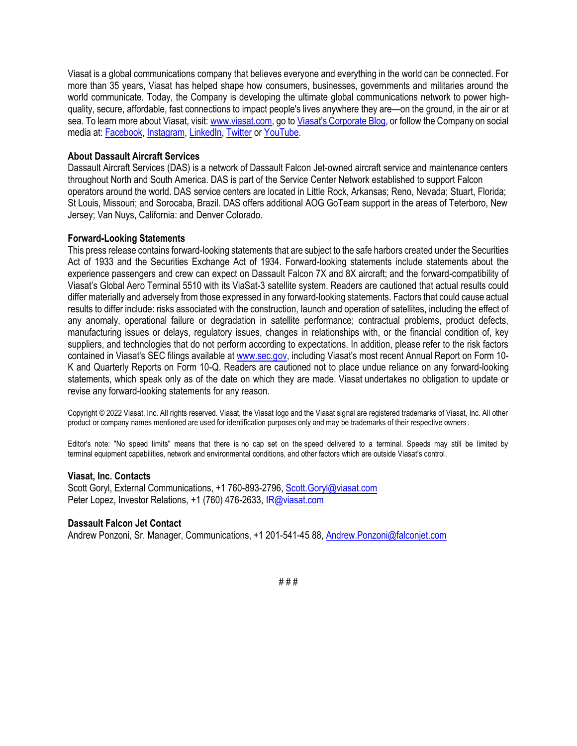Viasat is a global communications company that believes everyone and everything in the world can be connected. For more than 35 years, Viasat has helped shape how consumers, businesses, governments and militaries around the world communicate. Today, the Company is developing the ultimate global communications network to power high-quality, secure, affordable, fast connections to impact people's lives anywhere they are—on the ground, in the air or at sea. To learn more about Viasat, visit: [www.viasat.com](www.viasat.com), go to [Viasat's Corporate Blog](), or follow the Company on social media at: [Facebook](), [Instagram](), [LinkedIn](), [Twitter]() or [YouTube]().

**About Dassault Aircraft Services**
Dassault Aircraft Services (DAS) is a network of Dassault Falcon Jet-owned aircraft service and maintenance centers throughout North and South America. DAS is part of the Service Center Network established to support Falcon operators around the world. DAS service centers are located in Little Rock, Arkansas; Reno, Nevada; Stuart, Florida; St Louis, Missouri; and Sorocaba, Brazil. DAS offers additional AOG GoTeam support in the areas of Teterboro, New Jersey; Van Nuys, California: and Denver Colorado.

**Forward-Looking Statements**
This press release contains forward-looking statements that are subject to the safe harbors created under the Securities Act of 1933 and the Securities Exchange Act of 1934. Forward-looking statements include statements about the experience passengers and crew can expect on Dassault Falcon 7X and 8X aircraft; and the forward-compatibility of Viasat's Global Aero Terminal 5510 with its ViaSat-3 satellite system. Readers are cautioned that actual results could differ materially and adversely from those expressed in any forward-looking statements. Factors that could cause actual results to differ include: risks associated with the construction, launch and operation of satellites, including the effect of any anomaly, operational failure or degradation in satellite performance; contractual problems, product defects, manufacturing issues or delays, regulatory issues, changes in relationships with, or the financial condition of, key suppliers, and technologies that do not perform according to expectations. In addition, please refer to the risk factors contained in Viasat's SEC filings available at [www.sec.gov](www.sec.gov), including Viasat's most recent Annual Report on Form 10-K and Quarterly Reports on Form 10-Q. Readers are cautioned not to place undue reliance on any forward-looking statements, which speak only as of the date on which they are made. Viasat undertakes no obligation to update or revise any forward-looking statements for any reason.

Copyright © 2022 Viasat, Inc. All rights reserved. Viasat, the Viasat logo and the Viasat signal are registered trademarks of Viasat, Inc. All other product or company names mentioned are used for identification purposes only and may be trademarks of their respective owners.

Editor's note: "No speed limits" means that there is no cap set on the speed delivered to a terminal. Speeds may still be limited by terminal equipment capabilities, network and environmental conditions, and other factors which are outside Viasat's control.

**Viasat, Inc. Contacts**
Scott Goryl, External Communications, +1 760-893-2796, [Scott.Goryl@viasat.com](mailto:Scott.Goryl@viasat.com)
Peter Lopez, Investor Relations, +1 (760) 476-2633, [IR@viasat.com](mailto:IR@viasat.com)

**Dassault Falcon Jet Contact**
Andrew Ponzoni, Sr. Manager, Communications, +1 201-541-45 88, [Andrew.Ponzoni@falconjet.com](mailto:Andrew.Ponzoni@falconjet.com)

# # #